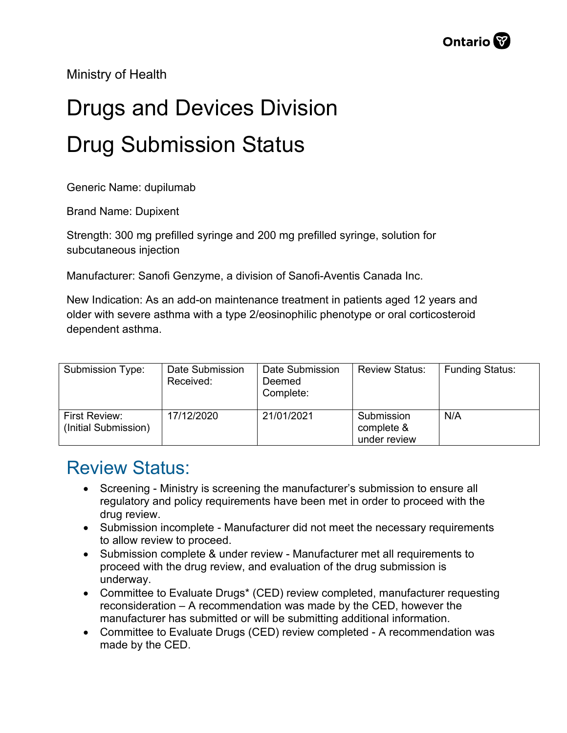Ministry of Health

# Drugs and Devices Division

# Drug Submission Status

Generic Name: dupilumab

Brand Name: Dupixent

Strength: 300 mg prefilled syringe and 200 mg prefilled syringe, solution for subcutaneous injection

Manufacturer: Sanofi Genzyme, a division of Sanofi-Aventis Canada Inc.

New Indication: As an add-on maintenance treatment in patients aged 12 years and older with severe asthma with a type 2/eosinophilic phenotype or oral corticosteroid dependent asthma.

| Submission Type: | Date Submission Received: | Date Submission Deemed Complete: | Review Status: | Funding Status: |
|---|---|---|---|---|
| First Review: (Initial Submission) | 17/12/2020 | 21/01/2021 | Submission complete & under review | N/A |

## Review Status:

- Screening - Ministry is screening the manufacturer's submission to ensure all regulatory and policy requirements have been met in order to proceed with the drug review.
- Submission incomplete - Manufacturer did not meet the necessary requirements to allow review to proceed.
- Submission complete & under review - Manufacturer met all requirements to proceed with the drug review, and evaluation of the drug submission is underway.
- Committee to Evaluate Drugs* (CED) review completed, manufacturer requesting reconsideration – A recommendation was made by the CED, however the manufacturer has submitted or will be submitting additional information.
- Committee to Evaluate Drugs (CED) review completed - A recommendation was made by the CED.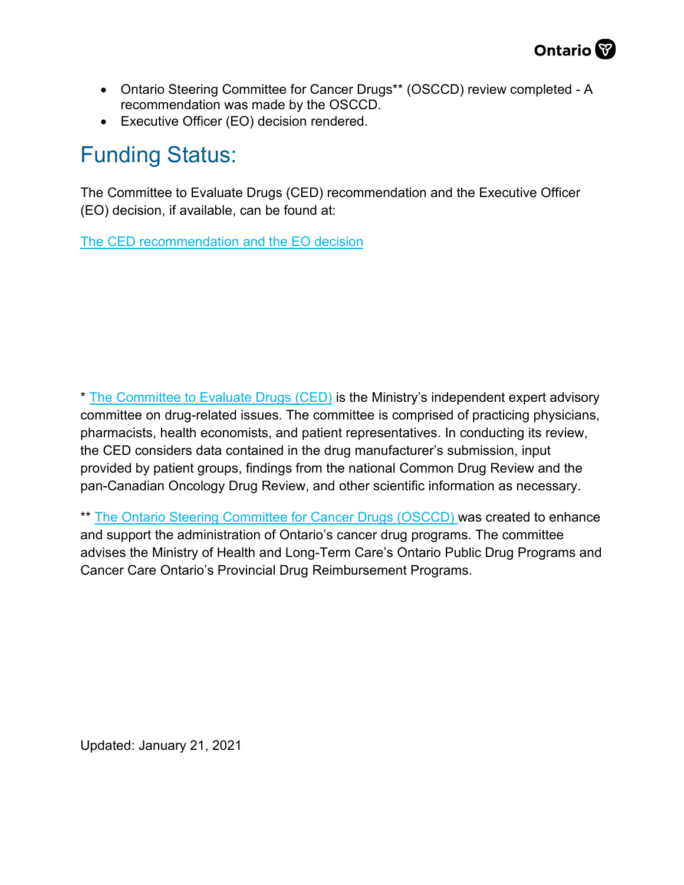- Ontario Steering Committee for Cancer Drugs** (OSCCD) review completed - A recommendation was made by the OSCCD.
- Executive Officer (EO) decision rendered.

## Funding Status:

The Committee to Evaluate Drugs (CED) recommendation and the Executive Officer (EO) decision, if available, can be found at:

The CED recommendation and the EO decision

* The Committee to Evaluate Drugs (CED) is the Ministry's independent expert advisory committee on drug-related issues. The committee is comprised of practicing physicians, pharmacists, health economists, and patient representatives. In conducting its review, the CED considers data contained in the drug manufacturer's submission, input provided by patient groups, findings from the national Common Drug Review and the pan-Canadian Oncology Drug Review, and other scientific information as necessary.

** The Ontario Steering Committee for Cancer Drugs (OSCCD) was created to enhance and support the administration of Ontario's cancer drug programs. The committee advises the Ministry of Health and Long-Term Care's Ontario Public Drug Programs and Cancer Care Ontario's Provincial Drug Reimbursement Programs.

Updated: January 21, 2021